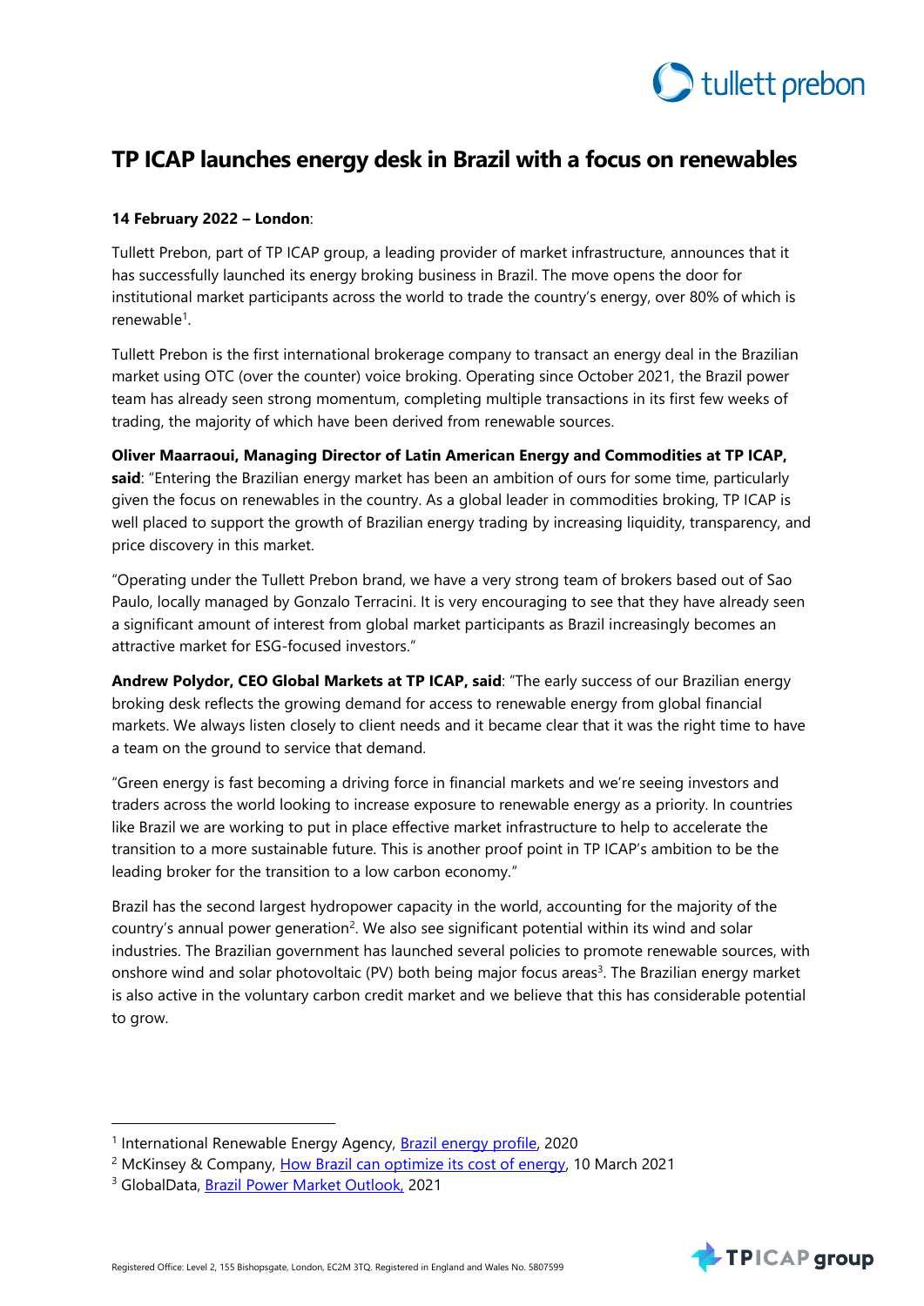# TP ICAP launches energy desk in Brazil with a focus on renewables

**14 February 2022 – London**:

Tullett Prebon, part of TP ICAP group, a leading provider of market infrastructure, announces that it has successfully launched its energy broking business in Brazil. The move opens the door for institutional market participants across the world to trade the country's energy, over 80% of which is renewable[1].

Tullett Prebon is the first international brokerage company to transact an energy deal in the Brazilian market using OTC (over the counter) voice broking. Operating since October 2021, the Brazil power team has already seen strong momentum, completing multiple transactions in its first few weeks of trading, the majority of which have been derived from renewable sources.

**Oliver Maarraoui, Managing Director of Latin American Energy and Commodities at TP ICAP, said**: "Entering the Brazilian energy market has been an ambition of ours for some time, particularly given the focus on renewables in the country. As a global leader in commodities broking, TP ICAP is well placed to support the growth of Brazilian energy trading by increasing liquidity, transparency, and price discovery in this market.

"Operating under the Tullett Prebon brand, we have a very strong team of brokers based out of Sao Paulo, locally managed by Gonzalo Terracini. It is very encouraging to see that they have already seen a significant amount of interest from global market participants as Brazil increasingly becomes an attractive market for ESG-focused investors."

**Andrew Polydor, CEO Global Markets at TP ICAP, said**: "The early success of our Brazilian energy broking desk reflects the growing demand for access to renewable energy from global financial markets. We always listen closely to client needs and it became clear that it was the right time to have a team on the ground to service that demand.

"Green energy is fast becoming a driving force in financial markets and we're seeing investors and traders across the world looking to increase exposure to renewable energy as a priority. In countries like Brazil we are working to put in place effective market infrastructure to help to accelerate the transition to a more sustainable future. This is another proof point in TP ICAP's ambition to be the leading broker for the transition to a low carbon economy."

Brazil has the second largest hydropower capacity in the world, accounting for the majority of the country's annual power generation[2]. We also see significant potential within its wind and solar industries. The Brazilian government has launched several policies to promote renewable sources, with onshore wind and solar photovoltaic (PV) both being major focus areas[3]. The Brazilian energy market is also active in the voluntary carbon credit market and we believe that this has considerable potential to grow.

---

[1] International Renewable Energy Agency, Brazil energy profile, 2020

[2] McKinsey & Company, How Brazil can optimize its cost of energy, 10 March 2021

[3] GlobalData, Brazil Power Market Outlook, 2021

Registered Office: Level 2, 155 Bishopsgate, London, EC2M 3TQ. Registered in England and Wales No. 5807599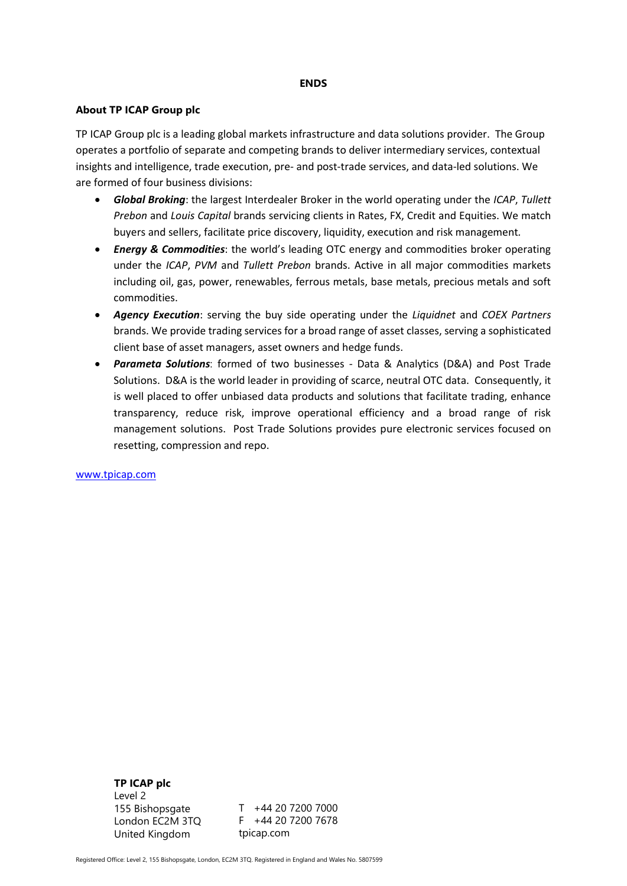**ENDS**

## About TP ICAP Group plc

TP ICAP Group plc is a leading global markets infrastructure and data solutions provider. The Group operates a portfolio of separate and competing brands to deliver intermediary services, contextual insights and intelligence, trade execution, pre- and post-trade services, and data-led solutions. We are formed of four business divisions:

- ***Global Broking***: the largest Interdealer Broker in the world operating under the *ICAP*, *Tullett Prebon* and *Louis Capital* brands servicing clients in Rates, FX, Credit and Equities. We match buyers and sellers, facilitate price discovery, liquidity, execution and risk management.
- ***Energy & Commodities***: the world's leading OTC energy and commodities broker operating under the *ICAP*, *PVM* and *Tullett Prebon* brands. Active in all major commodities markets including oil, gas, power, renewables, ferrous metals, base metals, precious metals and soft commodities.
- ***Agency Execution***: serving the buy side operating under the *Liquidnet* and *COEX Partners* brands. We provide trading services for a broad range of asset classes, serving a sophisticated client base of asset managers, asset owners and hedge funds.
- ***Parameta Solutions***: formed of two businesses - Data & Analytics (D&A) and Post Trade Solutions. D&A is the world leader in providing of scarce, neutral OTC data. Consequently, it is well placed to offer unbiased data products and solutions that facilitate trading, enhance transparency, reduce risk, improve operational efficiency and a broad range of risk management solutions. Post Trade Solutions provides pure electronic services focused on resetting, compression and repo.

www.tpicap.com

**TP ICAP plc**
Level 2
155 Bishopsgate
London EC2M 3TQ
United Kingdom

T +44 20 7200 7000
F +44 20 7200 7678
tpicap.com

Registered Office: Level 2, 155 Bishopsgate, London, EC2M 3TQ. Registered in England and Wales No. 5807599